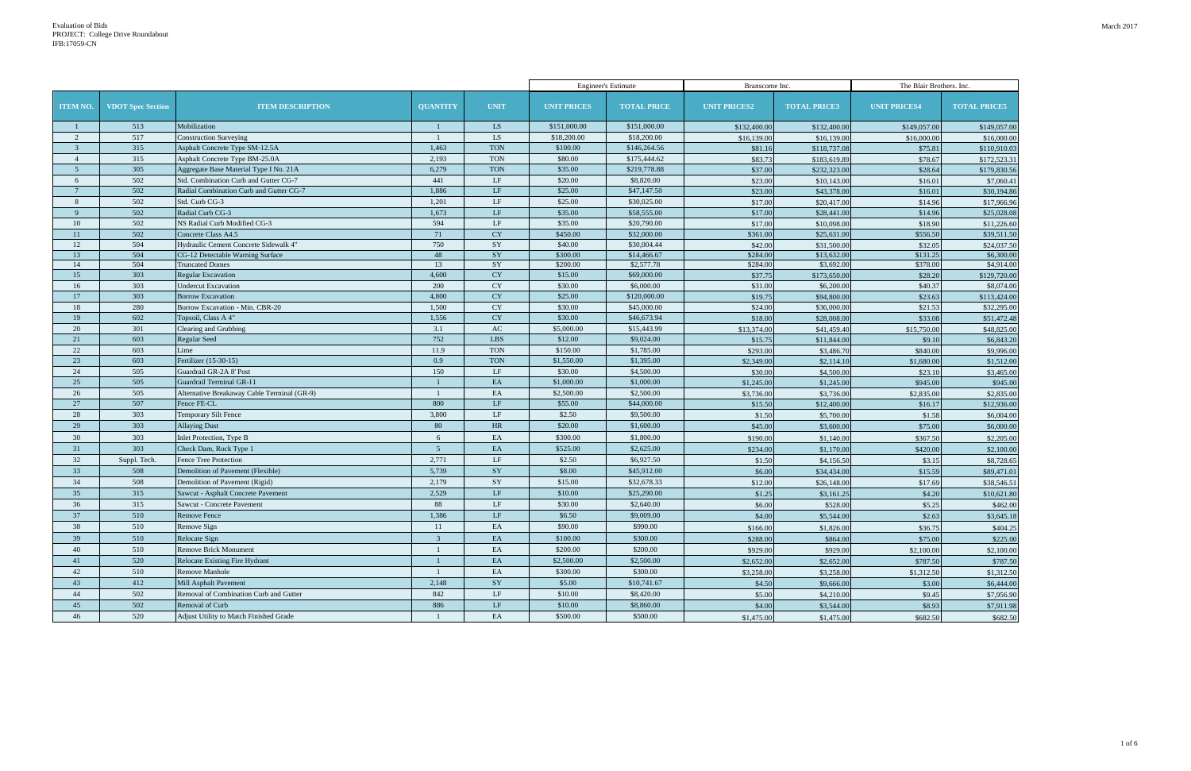Evaluation of Bids
PROJECT: College Drive Roundabout
IFB:17059-CN

March 2017

| ITEM NO. | VDOT Spec Section | ITEM DESCRIPTION | QUANTITY | UNIT | Engineer's Estimate | | Branscome Inc. | | The Blair Brothers. Inc. | |
|---|---|---|---|---|---|---|---|---|---|---|
| | | | | | UNIT PRICES | TOTAL PRICE | UNIT PRICES2 | TOTAL PRICE3 | UNIT PRICES4 | TOTAL PRICE5 |
| 1 | 513 | Mobilization | 1 | LS | $151,000.00 | $151,000.00 | $132,400.00 | $132,400.00 | $149,057.00 | $149,057.00 |
| 2 | 517 | Construction Surveying | 1 | LS | $18,200.00 | $18,200.00 | $16,139.00 | $16,139.00 | $16,000.00 | $16,000.00 |
| 3 | 315 | Asphalt Concrete Type SM-12.5A | 1,463 | TON | $100.00 | $146,264.56 | $81.16 | $118,737.08 | $75.81 | $110,910.03 |
| 4 | 315 | Asphalt Concrete Type BM-25.0A | 2,193 | TON | $80.00 | $175,444.62 | $83.73 | $183,619.89 | $78.67 | $172,523.31 |
| 5 | 305 | Aggregate Base Material Type I No. 21A | 6,279 | TON | $35.00 | $219,778.88 | $37.00 | $232,323.00 | $28.64 | $179,830.56 |
| 6 | 502 | Std. Combination Curb and Gutter CG-7 | 441 | LF | $20.00 | $8,820.00 | $23.00 | $10,143.00 | $16.01 | $7,060.41 |
| 7 | 502 | Radial Combination Curb and Gutter CG-7 | 1,886 | LF | $25.00 | $47,147.50 | $23.00 | $43,378.00 | $16.01 | $30,194.86 |
| 8 | 502 | Std. Curb CG-3 | 1,201 | LF | $25.00 | $30,025.00 | $17.00 | $20,417.00 | $14.96 | $17,966.96 |
| 9 | 502 | Radial Curb CG-3 | 1,673 | LF | $35.00 | $58,555.00 | $17.00 | $28,441.00 | $14.96 | $25,028.08 |
| 10 | 502 | NS Radial Curb Modified CG-3 | 594 | LF | $35.00 | $20,790.00 | $17.00 | $10,098.00 | $18.90 | $11,226.60 |
| 11 | 502 | Concrete Class A4.5 | 71 | CY | $450.00 | $32,000.00 | $361.00 | $25,631.00 | $556.50 | $39,511.50 |
| 12 | 504 | Hydraulic Cement Concrete Sidewalk 4" | 750 | SY | $40.00 | $30,004.44 | $42.00 | $31,500.00 | $32.05 | $24,037.50 |
| 13 | 504 | CG-12 Detectable Warning Surface | 48 | SY | $300.00 | $14,466.67 | $284.00 | $13,632.00 | $131.25 | $6,300.00 |
| 14 | 504 | Truncated Domes | 13 | SY | $200.00 | $2,577.78 | $284.00 | $3,692.00 | $378.00 | $4,914.00 |
| 15 | 303 | Regular Excavation | 4,600 | CY | $15.00 | $69,000.00 | $37.75 | $173,650.00 | $28.20 | $129,720.00 |
| 16 | 303 | Undercut Excavation | 200 | CY | $30.00 | $6,000.00 | $31.00 | $6,200.00 | $40.37 | $8,074.00 |
| 17 | 303 | Borrow Excavation | 4,800 | CY | $25.00 | $120,000.00 | $19.75 | $94,800.00 | $23.63 | $113,424.00 |
| 18 | 280 | Borrow Excavation - Min. CBR-20 | 1,500 | CY | $30.00 | $45,000.00 | $24.00 | $36,000.00 | $21.53 | $32,295.00 |
| 19 | 602 | Topsoil, Class A 4" | 1,556 | CY | $30.00 | $46,673.94 | $18.00 | $28,008.00 | $33.08 | $51,472.48 |
| 20 | 301 | Clearing and Grubbing | 3.1 | AC | $5,000.00 | $15,443.99 | $13,374.00 | $41,459.40 | $15,750.00 | $48,825.00 |
| 21 | 603 | Regular Seed | 752 | LBS | $12.00 | $9,024.00 | $15.75 | $11,844.00 | $9.10 | $6,843.20 |
| 22 | 603 | Lime | 11.9 | TON | $150.00 | $1,785.00 | $293.00 | $3,486.70 | $840.00 | $9,996.00 |
| 23 | 603 | Fertilizer (15-30-15) | 0.9 | TON | $1,550.00 | $1,395.00 | $2,349.00 | $2,114.10 | $1,680.00 | $1,512.00 |
| 24 | 505 | Guardrail GR-2A 8' Post | 150 | LF | $30.00 | $4,500.00 | $30.00 | $4,500.00 | $23.10 | $3,465.00 |
| 25 | 505 | Guardrail Terminal GR-11 | 1 | EA | $1,000.00 | $1,000.00 | $1,245.00 | $1,245.00 | $945.00 | $945.00 |
| 26 | 505 | Alternative Breakaway Cable Terminal (GR-9) | 1 | EA | $2,500.00 | $2,500.00 | $3,736.00 | $3,736.00 | $2,835.00 | $2,835.00 |
| 27 | 507 | Fence FE-CL | 800 | LF | $55.00 | $44,000.00 | $15.50 | $12,400.00 | $16.17 | $12,936.00 |
| 28 | 303 | Temporary Silt Fence | 3,800 | LF | $2.50 | $9,500.00 | $1.50 | $5,700.00 | $1.58 | $6,004.00 |
| 29 | 303 | Allaying Dust | 80 | HR | $20.00 | $1,600.00 | $45.00 | $3,600.00 | $75.00 | $6,000.00 |
| 30 | 303 | Inlet Protection, Type B | 6 | EA | $300.00 | $1,800.00 | $190.00 | $1,140.00 | $367.50 | $2,205.00 |
| 31 | 303 | Check Dam, Rock Type 1 | 5 | EA | $525.00 | $2,625.00 | $234.00 | $1,170.00 | $420.00 | $2,100.00 |
| 32 | Suppl. Tech. | Fence Tree Protection | 2,771 | LF | $2.50 | $6,927.50 | $1.50 | $4,156.50 | $3.15 | $8,728.65 |
| 33 | 508 | Demolition of Pavement (Flexible) | 5,739 | SY | $8.00 | $45,912.00 | $6.00 | $34,434.00 | $15.59 | $89,471.01 |
| 34 | 508 | Demolition of Pavement (Rigid) | 2,179 | SY | $15.00 | $32,678.33 | $12.00 | $26,148.00 | $17.69 | $38,546.51 |
| 35 | 315 | Sawcut - Asphalt Concrete Pavement | 2,529 | LF | $10.00 | $25,290.00 | $1.25 | $3,161.25 | $4.20 | $10,621.80 |
| 36 | 315 | Sawcut - Concrete Pavement | 88 | LF | $30.00 | $2,640.00 | $6.00 | $528.00 | $5.25 | $462.00 |
| 37 | 510 | Remove Fence | 1,386 | LF | $6.50 | $9,009.00 | $4.00 | $5,544.00 | $2.63 | $3,645.18 |
| 38 | 510 | Remove Sign | 11 | EA | $90.00 | $990.00 | $166.00 | $1,826.00 | $36.75 | $404.25 |
| 39 | 510 | Relocate Sign | 3 | EA | $100.00 | $300.00 | $288.00 | $864.00 | $75.00 | $225.00 |
| 40 | 510 | Remove Brick Monument | 1 | EA | $200.00 | $200.00 | $929.00 | $929.00 | $2,100.00 | $2,100.00 |
| 41 | 520 | Relocate Existing Fire Hydrant | 1 | EA | $2,500.00 | $2,500.00 | $2,652.00 | $2,652.00 | $787.50 | $787.50 |
| 42 | 510 | Remove Manhole | 1 | EA | $300.00 | $300.00 | $3,258.00 | $3,258.00 | $1,312.50 | $1,312.50 |
| 43 | 412 | Mill Asphalt Pavement | 2,148 | SY | $5.00 | $10,741.67 | $4.50 | $9,666.00 | $3.00 | $6,444.00 |
| 44 | 502 | Removal of Combination Curb and Gutter | 842 | LF | $10.00 | $8,420.00 | $5.00 | $4,210.00 | $9.45 | $7,956.90 |
| 45 | 502 | Removal of Curb | 886 | LF | $10.00 | $8,860.00 | $4.00 | $3,544.00 | $8.93 | $7,911.98 |
| 46 | 520 | Adjust Utility to Match Finished Grade | 1 | EA | $500.00 | $500.00 | $1,475.00 | $1,475.00 | $682.50 | $682.50 |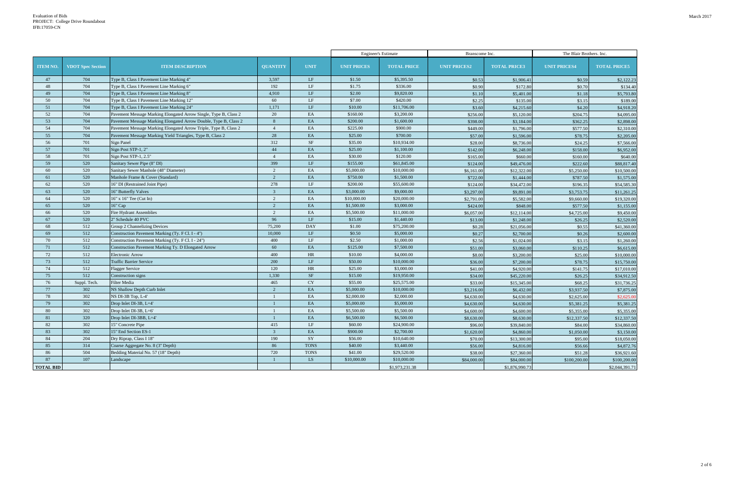Evaluation of Bids
PROJECT: College Drive Roundabout
IFB:17059-CN

March 2017

| ITEM NO. | VDOT Spec Section | ITEM DESCRIPTION | QUANTITY | UNIT | Engineer's Estimate | | Branscome Inc. | | The Blair Brothers. Inc. | |
|---|---|---|---|---|---|---|---|---|---|---|
| | | | | | UNIT PRICES | TOTAL PRICE | UNIT PRICES2 | TOTAL PRICE3 | UNIT PRICES4 | TOTAL PRICE5 |
| 47 | 704 | Type B, Class I Pavement Line Marking 4" | 3,597 | LF | $1.50 | $5,395.50 | $0.53 | $1,906.41 | $0.59 | $2,122.23 |
| 48 | 704 | Type B, Class I Pavement Line Marking 6" | 192 | LF | $1.75 | $336.00 | $0.90 | $172.80 | $0.70 | $134.40 |
| 49 | 704 | Type B, Class I Pavement Line Marking 8" | 4,910 | LF | $2.00 | $9,820.00 | $1.10 | $5,401.00 | $1.18 | $5,793.80 |
| 50 | 704 | Type B, Class I Pavement Line Marking 12" | 60 | LF | $7.00 | $420.00 | $2.25 | $135.00 | $3.15 | $189.00 |
| 51 | 704 | Type B, Class I Pavement Line Marking 24" | 1,171 | LF | $10.00 | $11,706.00 | $3.60 | $4,215.60 | $4.20 | $4,918.20 |
| 52 | 704 | Pavement Message Marking Elongated Arrow Single, Type B, Class 2 | 20 | EA | $160.00 | $3,200.00 | $256.00 | $5,120.00 | $204.75 | $4,095.00 |
| 53 | 704 | Pavement Message Marking Elongated Arrow Double, Type B, Class 2 | 8 | EA | $200.00 | $1,600.00 | $398.00 | $3,184.00 | $362.25 | $2,898.00 |
| 54 | 704 | Pavement Message Marking Elongated Arrow Triple, Type B, Class 2 | 4 | EA | $225.00 | $900.00 | $449.00 | $1,796.00 | $577.50 | $2,310.00 |
| 55 | 704 | Pavement Message Marking Yield Triangles, Type B, Class 2 | 28 | EA | $25.00 | $700.00 | $57.00 | $1,596.00 | $78.75 | $2,205.00 |
| 56 | 701 | Sign Panel | 312 | SF | $35.00 | $10,934.00 | $28.00 | $8,736.00 | $24.25 | $7,566.00 |
| 57 | 701 | Sign Post STP-1, 2" | 44 | EA | $25.00 | $1,100.00 | $142.00 | $6,248.00 | $158.00 | $6,952.00 |
| 58 | 701 | Sign Post STP-1, 2.5" | 4 | EA | $30.00 | $120.00 | $165.00 | $660.00 | $160.00 | $640.00 |
| 59 | 520 | Sanitary Sewer Pipe (8" DI) | 399 | LF | $155.00 | $61,845.00 | $124.00 | $49,476.00 | $222.60 | $88,817.40 |
| 60 | 520 | Sanitary Sewer Manhole (48" Diameter) | 2 | EA | $5,000.00 | $10,000.00 | $6,161.00 | $12,322.00 | $5,250.00 | $10,500.00 |
| 61 | 520 | Manhole Frame & Cover (Standard) | 2 | EA | $750.00 | $1,500.00 | $722.00 | $1,444.00 | $787.50 | $1,575.00 |
| 62 | 520 | 16" DI (Restrained Joint Pipe) | 278 | LF | $200.00 | $55,600.00 | $124.00 | $34,472.00 | $196.35 | $54,585.30 |
| 63 | 520 | 16" Butterfly Valves | 3 | EA | $3,000.00 | $9,000.00 | $3,297.00 | $9,891.00 | $3,753.75 | $11,261.25 |
| 64 | 520 | 16" x 16" Tee (Cut In) | 2 | EA | $10,000.00 | $20,000.00 | $2,791.00 | $5,582.00 | $9,660.00 | $19,320.00 |
| 65 | 520 | 16" Cap | 2 | EA | $1,500.00 | $3,000.00 | $424.00 | $848.00 | $577.50 | $1,155.00 |
| 66 | 520 | Fire Hydrant Assemblies | 2 | EA | $5,500.00 | $11,000.00 | $6,057.00 | $12,114.00 | $4,725.00 | $9,450.00 |
| 67 | 520 | 2" Schedule 40 PVC | 96 | LF | $15.00 | $1,440.00 | $13.00 | $1,248.00 | $26.25 | $2,520.00 |
| 68 | 512 | Group 2 Channelizing Devices | 75,200 | DAY | $1.00 | $75,200.00 | $0.28 | $21,056.00 | $0.55 | $41,360.00 |
| 69 | 512 | Construction Pavement Marking (Ty. F Cl. I - 4") | 10,000 | LF | $0.50 | $5,000.00 | $0.27 | $2,700.00 | $0.26 | $2,600.00 |
| 70 | 512 | Construction Pavement Marking (Ty. F Cl. I - 24") | 400 | LF | $2.50 | $1,000.00 | $2.56 | $1,024.00 | $3.15 | $1,260.00 |
| 71 | 512 | Construction Pavement Marking Ty. D Elongated Arrow | 60 | EA | $125.00 | $7,500.00 | $51.00 | $3,060.00 | $110.25 | $6,615.00 |
| 72 | 512 | Electronic Arrow | 400 | HR | $10.00 | $4,000.00 | $8.00 | $3,200.00 | $25.00 | $10,000.00 |
| 73 | 512 | Traffic Barrier Service | 200 | LF | $50.00 | $10,000.00 | $36.00 | $7,200.00 | $78.75 | $15,750.00 |
| 74 | 512 | Flagger Service | 120 | HR | $25.00 | $3,000.00 | $41.00 | $4,920.00 | $141.75 | $17,010.00 |
| 75 | 512 | Construction signs | 1,330 | SF | $15.00 | $19,950.00 | $34.00 | $45,220.00 | $26.25 | $34,912.50 |
| 76 | Suppl. Tech. | Filter Media | 465 | CY | $55.00 | $25,575.00 | $33.00 | $15,345.00 | $68.25 | $31,736.25 |
| 77 | 302 | NS Shallow Depth Curb Inlet | 2 | EA | $5,000.00 | $10,000.00 | $3,216.00 | $6,432.00 | $3,937.50 | $7,875.00 |
| 78 | 302 | NS DI-3B Top, L-4' | 1 | EA | $2,000.00 | $2,000.00 | $4,630.00 | $4,630.00 | $2,625.00 | $2,625.00 |
| 79 | 302 | Drop Inlet DI-3B, L=4' | 1 | EA | $5,000.00 | $5,000.00 | $4,630.00 | $4,630.00 | $5,381.25 | $5,381.25 |
| 80 | 302 | Drop Inlet DI-3B, L=6' | 1 | EA | $5,500.00 | $5,500.00 | $4,600.00 | $4,600.00 | $5,355.00 | $5,355.00 |
| 81 | 320 | Drop Inlet DI-3BB, L=4' | 1 | EA | $6,500.00 | $6,500.00 | $8,630.00 | $8,630.00 | $12,337.50 | $12,337.50 |
| 82 | 302 | 15" Concrete Pipe | 415 | LF | $60.00 | $24,900.00 | $96.00 | $39,840.00 | $84.00 | $34,860.00 |
| 83 | 302 | 15" End Section ES-1 | 3 | EA | $900.00 | $2,700.00 | $1,620.00 | $4,860.00 | $1,050.00 | $3,150.00 |
| 84 | 204 | Dry Riprap, Class I 18" | 190 | SY | $56.00 | $10,640.00 | $70.00 | $13,300.00 | $95.00 | $18,050.00 |
| 85 | 314 | Coarse Aggregate No. 8 (3" Depth) | 86 | TONS | $40.00 | $3,440.00 | $56.00 | $4,816.00 | $56.66 | $4,872.76 |
| 86 | 504 | Bedding Material No. 57 (18" Depth) | 720 | TONS | $41.00 | $29,520.00 | $38.00 | $27,360.00 | $51.28 | $36,921.60 |
| 87 | 107 | Landscape | 1 | LS | $10,000.00 | $10,000.00 | $84,000.00 | $84,000.00 | $100,200.00 | $100,200.00 |
| TOTAL BID | | | | | | $1,973,231.38 | | $1,876,990.73 | | $2,044,391.71 |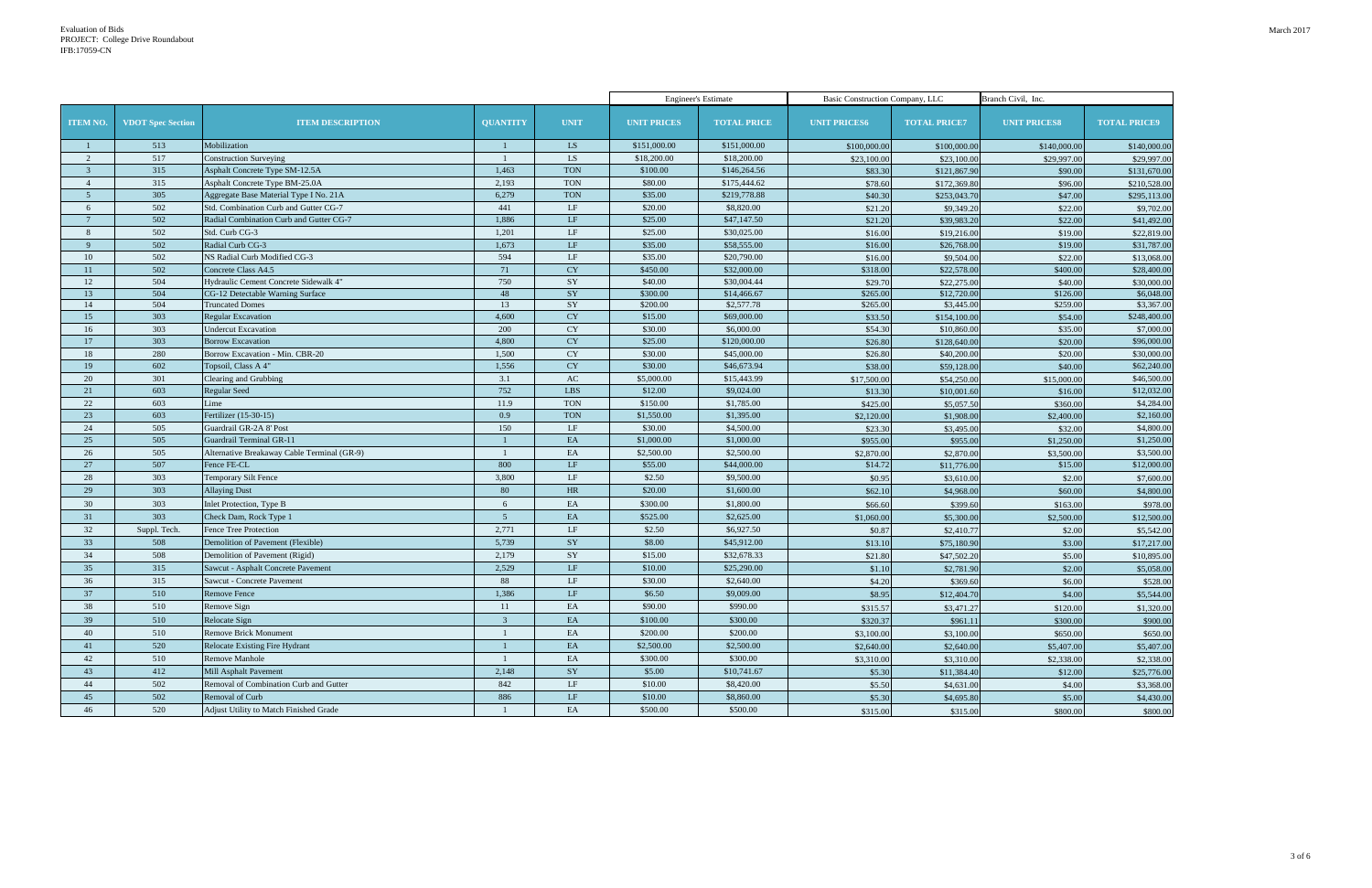Evaluation of Bids
PROJECT: College Drive Roundabout
IFB:17059-CN

March 2017

| | | | | | Engineer's Estimate | | Basic Construction Company, LLC | | Branch Civil, Inc. | |
|---|---|---|---|---|---|---|---|---|---|---|
| ITEM NO. | VDOT Spec Section | ITEM DESCRIPTION | QUANTITY | UNIT | UNIT PRICES | TOTAL PRICE | UNIT PRICES6 | TOTAL PRICE7 | UNIT PRICES8 | TOTAL PRICE9 |
| 1 | 513 | Mobilization | 1 | LS | $151,000.00 | $151,000.00 | $100,000.00 | $100,000.00 | $140,000.00 | $140,000.00 |
| 2 | 517 | Construction Surveying | 1 | LS | $18,200.00 | $18,200.00 | $23,100.00 | $23,100.00 | $29,997.00 | $29,997.00 |
| 3 | 315 | Asphalt Concrete Type SM-12.5A | 1,463 | TON | $100.00 | $146,264.56 | $83.30 | $121,867.90 | $90.00 | $131,670.00 |
| 4 | 315 | Asphalt Concrete Type BM-25.0A | 2,193 | TON | $80.00 | $175,444.62 | $78.60 | $172,369.80 | $96.00 | $210,528.00 |
| 5 | 305 | Aggregate Base Material Type I No. 21A | 6,279 | TON | $35.00 | $219,778.88 | $40.30 | $253,043.70 | $47.00 | $295,113.00 |
| 6 | 502 | Std. Combination Curb and Gutter CG-7 | 441 | LF | $20.00 | $8,820.00 | $21.20 | $9,349.20 | $22.00 | $9,702.00 |
| 7 | 502 | Radial Combination Curb and Gutter CG-7 | 1,886 | LF | $25.00 | $47,147.50 | $21.20 | $39,983.20 | $22.00 | $41,492.00 |
| 8 | 502 | Std. Curb CG-3 | 1,201 | LF | $25.00 | $30,025.00 | $16.00 | $19,216.00 | $19.00 | $22,819.00 |
| 9 | 502 | Radial Curb CG-3 | 1,673 | LF | $35.00 | $58,555.00 | $16.00 | $26,768.00 | $19.00 | $31,787.00 |
| 10 | 502 | NS Radial Curb Modified CG-3 | 594 | LF | $35.00 | $20,790.00 | $16.00 | $9,504.00 | $22.00 | $13,068.00 |
| 11 | 502 | Concrete Class A4.5 | 71 | CY | $450.00 | $32,000.00 | $318.00 | $22,578.00 | $400.00 | $28,400.00 |
| 12 | 504 | Hydraulic Cement Concrete Sidewalk 4" | 750 | SY | $40.00 | $30,004.44 | $29.70 | $22,275.00 | $40.00 | $30,000.00 |
| 13 | 504 | CG-12 Detectable Warning Surface | 48 | SY | $300.00 | $14,466.67 | $265.00 | $12,720.00 | $126.00 | $6,048.00 |
| 14 | 504 | Truncated Domes | 13 | SY | $200.00 | $2,577.78 | $265.00 | $3,445.00 | $259.00 | $3,367.00 |
| 15 | 303 | Regular Excavation | 4,600 | CY | $15.00 | $69,000.00 | $33.50 | $154,100.00 | $54.00 | $248,400.00 |
| 16 | 303 | Undercut Excavation | 200 | CY | $30.00 | $6,000.00 | $54.30 | $10,860.00 | $35.00 | $7,000.00 |
| 17 | 303 | Borrow Excavation | 4,800 | CY | $25.00 | $120,000.00 | $26.80 | $128,640.00 | $20.00 | $96,000.00 |
| 18 | 280 | Borrow Excavation - Min. CBR-20 | 1,500 | CY | $30.00 | $45,000.00 | $26.80 | $40,200.00 | $20.00 | $30,000.00 |
| 19 | 602 | Topsoil, Class A 4" | 1,556 | CY | $30.00 | $46,673.94 | $38.00 | $59,128.00 | $40.00 | $62,240.00 |
| 20 | 301 | Clearing and Grubbing | 3.1 | AC | $5,000.00 | $15,443.99 | $17,500.00 | $54,250.00 | $15,000.00 | $46,500.00 |
| 21 | 603 | Regular Seed | 752 | LBS | $12.00 | $9,024.00 | $13.30 | $10,001.60 | $16.00 | $12,032.00 |
| 22 | 603 | Lime | 11.9 | TON | $150.00 | $1,785.00 | $425.00 | $5,057.50 | $360.00 | $4,284.00 |
| 23 | 603 | Fertilizer (15-30-15) | 0.9 | TON | $1,550.00 | $1,395.00 | $2,120.00 | $1,908.00 | $2,400.00 | $2,160.00 |
| 24 | 505 | Guardrail GR-2A 8' Post | 150 | LF | $30.00 | $4,500.00 | $23.30 | $3,495.00 | $32.00 | $4,800.00 |
| 25 | 505 | Guardrail Terminal GR-11 | 1 | EA | $1,000.00 | $1,000.00 | $955.00 | $955.00 | $1,250.00 | $1,250.00 |
| 26 | 505 | Alternative Breakaway Cable Terminal (GR-9) | 1 | EA | $2,500.00 | $2,500.00 | $2,870.00 | $2,870.00 | $3,500.00 | $3,500.00 |
| 27 | 507 | Fence FE-CL | 800 | LF | $55.00 | $44,000.00 | $14.72 | $11,776.00 | $15.00 | $12,000.00 |
| 28 | 303 | Temporary Silt Fence | 3,800 | LF | $2.50 | $9,500.00 | $0.95 | $3,610.00 | $2.00 | $7,600.00 |
| 29 | 303 | Allaying Dust | 80 | HR | $20.00 | $1,600.00 | $62.10 | $4,968.00 | $60.00 | $4,800.00 |
| 30 | 303 | Inlet Protection, Type B | 6 | EA | $300.00 | $1,800.00 | $66.60 | $399.60 | $163.00 | $978.00 |
| 31 | 303 | Check Dam, Rock Type 1 | 5 | EA | $525.00 | $2,625.00 | $1,060.00 | $5,300.00 | $2,500.00 | $12,500.00 |
| 32 | Suppl. Tech. | Fence Tree Protection | 2,771 | LF | $2.50 | $6,927.50 | $0.87 | $2,410.77 | $2.00 | $5,542.00 |
| 33 | 508 | Demolition of Pavement (Flexible) | 5,739 | SY | $8.00 | $45,912.00 | $13.10 | $75,180.90 | $3.00 | $17,217.00 |
| 34 | 508 | Demolition of Pavement (Rigid) | 2,179 | SY | $15.00 | $32,678.33 | $21.80 | $47,502.20 | $5.00 | $10,895.00 |
| 35 | 315 | Sawcut - Asphalt Concrete Pavement | 2,529 | LF | $10.00 | $25,290.00 | $1.10 | $2,781.90 | $2.00 | $5,058.00 |
| 36 | 315 | Sawcut - Concrete Pavement | 88 | LF | $30.00 | $2,640.00 | $4.20 | $369.60 | $6.00 | $528.00 |
| 37 | 510 | Remove Fence | 1,386 | LF | $6.50 | $9,009.00 | $8.95 | $12,404.70 | $4.00 | $5,544.00 |
| 38 | 510 | Remove Sign | 11 | EA | $90.00 | $990.00 | $315.57 | $3,471.27 | $120.00 | $1,320.00 |
| 39 | 510 | Relocate Sign | 3 | EA | $100.00 | $300.00 | $320.37 | $961.11 | $300.00 | $900.00 |
| 40 | 510 | Remove Brick Monument | 1 | EA | $200.00 | $200.00 | $3,100.00 | $3,100.00 | $650.00 | $650.00 |
| 41 | 520 | Relocate Existing Fire Hydrant | 1 | EA | $2,500.00 | $2,500.00 | $2,640.00 | $2,640.00 | $5,407.00 | $5,407.00 |
| 42 | 510 | Remove Manhole | 1 | EA | $300.00 | $300.00 | $3,310.00 | $3,310.00 | $2,338.00 | $2,338.00 |
| 43 | 412 | Mill Asphalt Pavement | 2,148 | SY | $5.00 | $10,741.67 | $5.30 | $11,384.40 | $12.00 | $25,776.00 |
| 44 | 502 | Removal of Combination Curb and Gutter | 842 | LF | $10.00 | $8,420.00 | $5.50 | $4,631.00 | $4.00 | $3,368.00 |
| 45 | 502 | Removal of Curb | 886 | LF | $10.00 | $8,860.00 | $5.30 | $4,695.80 | $5.00 | $4,430.00 |
| 46 | 520 | Adjust Utility to Match Finished Grade | 1 | EA | $500.00 | $500.00 | $315.00 | $315.00 | $800.00 | $800.00 |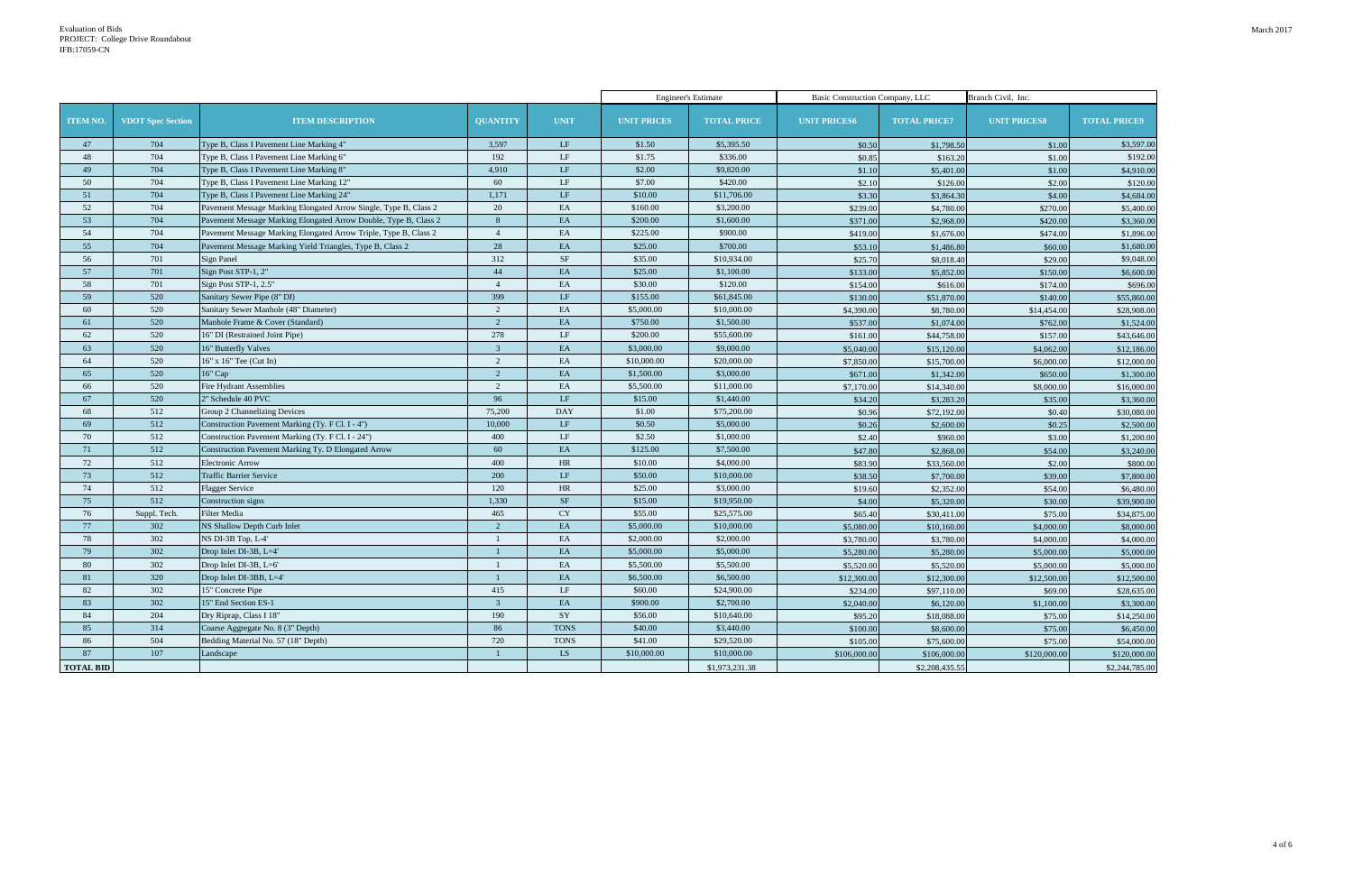Evaluation of Bids
PROJECT: College Drive Roundabout
IFB:17059-CN

March 2017

| ITEM NO. | VDOT Spec Section | ITEM DESCRIPTION | QUANTITY | UNIT | Engineer's Estimate | | Basic Construction Company, LLC | | Branch Civil, Inc. | |
|---|---|---|---|---|---|---|---|---|---|---|
| | | | | | UNIT PRICES | TOTAL PRICE | UNIT PRICES6 | TOTAL PRICE7 | UNIT PRICES8 | TOTAL PRICE9 |
| 47 | 704 | Type B, Class I Pavement Line Marking 4" | 3,597 | LF | $1.50 | $5,395.50 | $0.50 | $1,798.50 | $1.00 | $3,597.00 |
| 48 | 704 | Type B, Class I Pavement Line Marking 6" | 192 | LF | $1.75 | $336.00 | $0.85 | $163.20 | $1.00 | $192.00 |
| 49 | 704 | Type B, Class I Pavement Line Marking 8" | 4,910 | LF | $2.00 | $9,820.00 | $1.10 | $5,401.00 | $1.00 | $4,910.00 |
| 50 | 704 | Type B, Class I Pavement Line Marking 12" | 60 | LF | $7.00 | $420.00 | $2.10 | $126.00 | $2.00 | $120.00 |
| 51 | 704 | Type B, Class I Pavement Line Marking 24" | 1,171 | LF | $10.00 | $11,706.00 | $3.30 | $3,864.30 | $4.00 | $4,684.00 |
| 52 | 704 | Pavement Message Marking Elongated Arrow Single, Type B, Class 2 | 20 | EA | $160.00 | $3,200.00 | $239.00 | $4,780.00 | $270.00 | $5,400.00 |
| 53 | 704 | Pavement Message Marking Elongated Arrow Double, Type B, Class 2 | 8 | EA | $200.00 | $1,600.00 | $371.00 | $2,968.00 | $420.00 | $3,360.00 |
| 54 | 704 | Pavement Message Marking Elongated Arrow Triple, Type B, Class 2 | 4 | EA | $225.00 | $900.00 | $419.00 | $1,676.00 | $474.00 | $1,896.00 |
| 55 | 704 | Pavement Message Marking Yield Triangles, Type B, Class 2 | 28 | EA | $25.00 | $700.00 | $53.10 | $1,486.80 | $60.00 | $1,680.00 |
| 56 | 701 | Sign Panel | 312 | SF | $35.00 | $10,934.00 | $25.70 | $8,018.40 | $29.00 | $9,048.00 |
| 57 | 701 | Sign Post STP-1, 2" | 44 | EA | $25.00 | $1,100.00 | $133.00 | $5,852.00 | $150.00 | $6,600.00 |
| 58 | 701 | Sign Post STP-1, 2.5" | 4 | EA | $30.00 | $120.00 | $154.00 | $616.00 | $174.00 | $696.00 |
| 59 | 520 | Sanitary Sewer Pipe (8" DI) | 399 | LF | $155.00 | $61,845.00 | $130.00 | $51,870.00 | $140.00 | $55,860.00 |
| 60 | 520 | Sanitary Sewer Manhole (48" Diameter) | 2 | EA | $5,000.00 | $10,000.00 | $4,390.00 | $8,780.00 | $14,454.00 | $28,908.00 |
| 61 | 520 | Manhole Frame & Cover (Standard) | 2 | EA | $750.00 | $1,500.00 | $537.00 | $1,074.00 | $762.00 | $1,524.00 |
| 62 | 520 | 16" DI (Restrained Joint Pipe) | 278 | LF | $200.00 | $55,600.00 | $161.00 | $44,758.00 | $157.00 | $43,646.00 |
| 63 | 520 | 16" Butterfly Valves | 3 | EA | $3,000.00 | $9,000.00 | $5,040.00 | $15,120.00 | $4,062.00 | $12,186.00 |
| 64 | 520 | 16" x 16" Tee (Cut In) | 2 | EA | $10,000.00 | $20,000.00 | $7,850.00 | $15,700.00 | $6,000.00 | $12,000.00 |
| 65 | 520 | 16" Cap | 2 | EA | $1,500.00 | $3,000.00 | $671.00 | $1,342.00 | $650.00 | $1,300.00 |
| 66 | 520 | Fire Hydrant Assemblies | 2 | EA | $5,500.00 | $11,000.00 | $7,170.00 | $14,340.00 | $8,000.00 | $16,000.00 |
| 67 | 520 | 2" Schedule 40 PVC | 96 | LF | $15.00 | $1,440.00 | $34.20 | $3,283.20 | $35.00 | $3,360.00 |
| 68 | 512 | Group 2 Channelizing Devices | 75,200 | DAY | $1.00 | $75,200.00 | $0.96 | $72,192.00 | $0.40 | $30,080.00 |
| 69 | 512 | Construction Pavement Marking (Ty. F Cl. I - 4") | 10,000 | LF | $0.50 | $5,000.00 | $0.26 | $2,600.00 | $0.25 | $2,500.00 |
| 70 | 512 | Construction Pavement Marking (Ty. F Cl. I - 24") | 400 | LF | $2.50 | $1,000.00 | $2.40 | $960.00 | $3.00 | $1,200.00 |
| 71 | 512 | Construction Pavement Marking Ty. D Elongated Arrow | 60 | EA | $125.00 | $7,500.00 | $47.80 | $2,868.00 | $54.00 | $3,240.00 |
| 72 | 512 | Electronic Arrow | 400 | HR | $10.00 | $4,000.00 | $83.90 | $33,560.00 | $2.00 | $800.00 |
| 73 | 512 | Traffic Barrier Service | 200 | LF | $50.00 | $10,000.00 | $38.50 | $7,700.00 | $39.00 | $7,800.00 |
| 74 | 512 | Flagger Service | 120 | HR | $25.00 | $3,000.00 | $19.60 | $2,352.00 | $54.00 | $6,480.00 |
| 75 | 512 | Construction signs | 1,330 | SF | $15.00 | $19,950.00 | $4.00 | $5,320.00 | $30.00 | $39,900.00 |
| 76 | Suppl. Tech. | Filter Media | 465 | CY | $55.00 | $25,575.00 | $65.40 | $30,411.00 | $75.00 | $34,875.00 |
| 77 | 302 | NS Shallow Depth Curb Inlet | 2 | EA | $5,000.00 | $10,000.00 | $5,080.00 | $10,160.00 | $4,000.00 | $8,000.00 |
| 78 | 302 | NS DI-3B Top, L-4' | 1 | EA | $2,000.00 | $2,000.00 | $3,780.00 | $3,780.00 | $4,000.00 | $4,000.00 |
| 79 | 302 | Drop Inlet DI-3B, L=4' | 1 | EA | $5,000.00 | $5,000.00 | $5,280.00 | $5,280.00 | $5,000.00 | $5,000.00 |
| 80 | 302 | Drop Inlet DI-3B, L=6' | 1 | EA | $5,500.00 | $5,500.00 | $5,520.00 | $5,520.00 | $5,000.00 | $5,000.00 |
| 81 | 320 | Drop Inlet DI-3BB, L=4' | 1 | EA | $6,500.00 | $6,500.00 | $12,300.00 | $12,300.00 | $12,500.00 | $12,500.00 |
| 82 | 302 | 15" Concrete Pipe | 415 | LF | $60.00 | $24,900.00 | $234.00 | $97,110.00 | $69.00 | $28,635.00 |
| 83 | 302 | 15" End Section ES-1 | 3 | EA | $900.00 | $2,700.00 | $2,040.00 | $6,120.00 | $1,100.00 | $3,300.00 |
| 84 | 204 | Dry Riprap, Class I 18" | 190 | SY | $56.00 | $10,640.00 | $95.20 | $18,088.00 | $75.00 | $14,250.00 |
| 85 | 314 | Coarse Aggregate No. 8 (3" Depth) | 86 | TONS | $40.00 | $3,440.00 | $100.00 | $8,600.00 | $75.00 | $6,450.00 |
| 86 | 504 | Bedding Material No. 57 (18" Depth) | 720 | TONS | $41.00 | $29,520.00 | $105.00 | $75,600.00 | $75.00 | $54,000.00 |
| 87 | 107 | Landscape | 1 | LS | $10,000.00 | $10,000.00 | $106,000.00 | $106,000.00 | $120,000.00 | $120,000.00 |
| TOTAL BID | | | | | | $1,973,231.38 | | $2,208,435.55 | | $2,244,785.00 |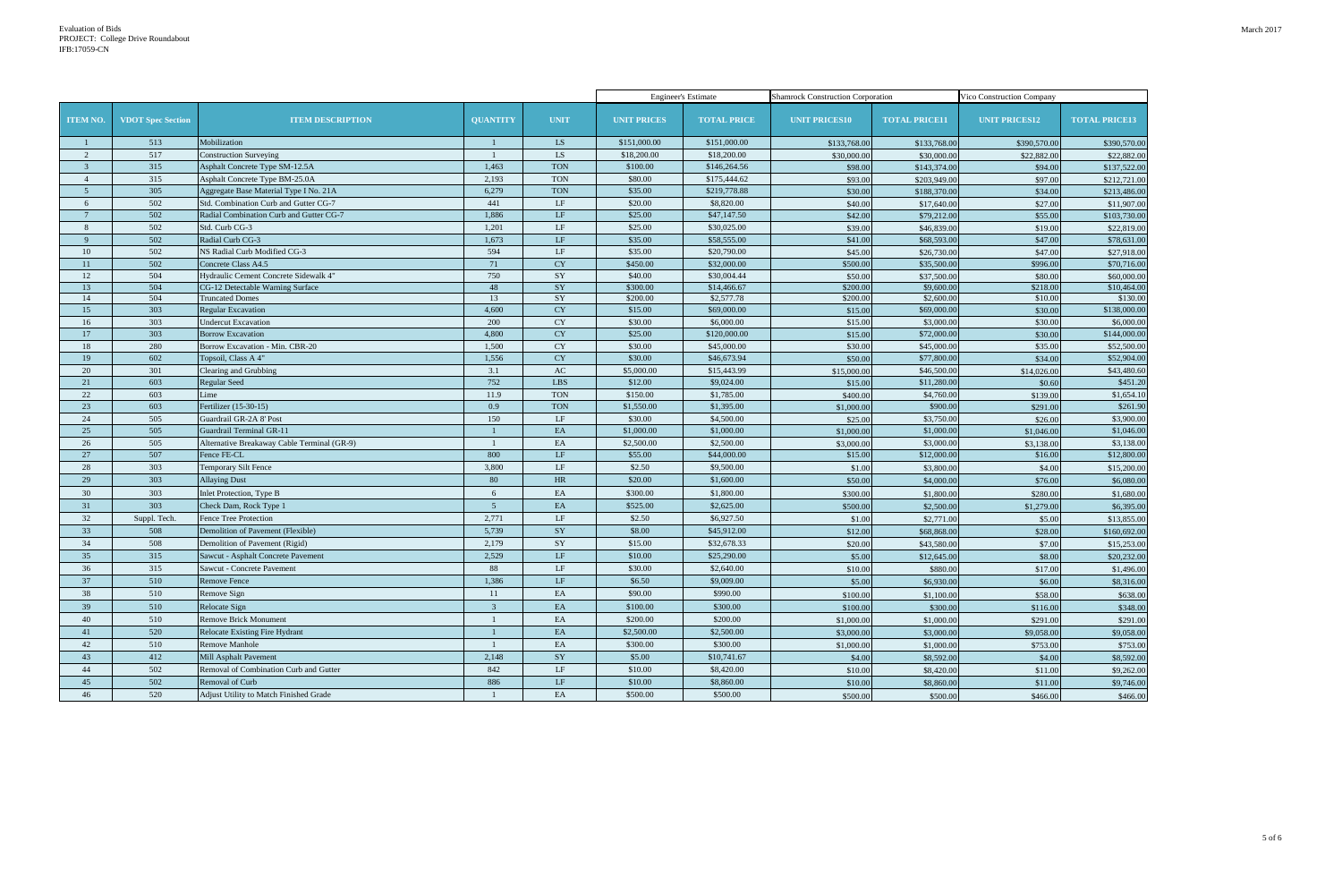Evaluation of Bids
PROJECT: College Drive Roundabout
IFB:17059-CN

March 2017

| | | | | | Engineer's Estimate | | Shamrock Construction Corporation | | Vico Construction Company | |
|---|---|---|---|---|---|---|---|---|---|---|
| ITEM NO. | VDOT Spec Section | ITEM DESCRIPTION | QUANTITY | UNIT | UNIT PRICES | TOTAL PRICE | UNIT PRICES10 | TOTAL PRICE11 | UNIT PRICES12 | TOTAL PRICE13 |
| 1 | 513 | Mobilization | 1 | LS | $151,000.00 | $151,000.00 | $133,768.00 | $133,768.00 | $390,570.00 | $390,570.00 |
| 2 | 517 | Construction Surveying | 1 | LS | $18,200.00 | $18,200.00 | $30,000.00 | $30,000.00 | $22,882.00 | $22,882.00 |
| 3 | 315 | Asphalt Concrete Type SM-12.5A | 1,463 | TON | $100.00 | $146,264.56 | $98.00 | $143,374.00 | $94.00 | $137,522.00 |
| 4 | 315 | Asphalt Concrete Type BM-25.0A | 2,193 | TON | $80.00 | $175,444.62 | $93.00 | $203,949.00 | $97.00 | $212,721.00 |
| 5 | 305 | Aggregate Base Material Type I No. 21A | 6,279 | TON | $35.00 | $219,778.88 | $30.00 | $188,370.00 | $34.00 | $213,486.00 |
| 6 | 502 | Std. Combination Curb and Gutter CG-7 | 441 | LF | $20.00 | $8,820.00 | $40.00 | $17,640.00 | $27.00 | $11,907.00 |
| 7 | 502 | Radial Combination Curb and Gutter CG-7 | 1,886 | LF | $25.00 | $47,147.50 | $42.00 | $79,212.00 | $55.00 | $103,730.00 |
| 8 | 502 | Std. Curb CG-3 | 1,201 | LF | $25.00 | $30,025.00 | $39.00 | $46,839.00 | $19.00 | $22,819.00 |
| 9 | 502 | Radial Curb CG-3 | 1,673 | LF | $35.00 | $58,555.00 | $41.00 | $68,593.00 | $47.00 | $78,631.00 |
| 10 | 502 | NS Radial Curb Modified CG-3 | 594 | LF | $35.00 | $20,790.00 | $45.00 | $26,730.00 | $47.00 | $27,918.00 |
| 11 | 502 | Concrete Class A4.5 | 71 | CY | $450.00 | $32,000.00 | $500.00 | $35,500.00 | $996.00 | $70,716.00 |
| 12 | 504 | Hydraulic Cement Concrete Sidewalk 4" | 750 | SY | $40.00 | $30,004.44 | $50.00 | $37,500.00 | $80.00 | $60,000.00 |
| 13 | 504 | CG-12 Detectable Warning Surface | 48 | SY | $300.00 | $14,466.67 | $200.00 | $9,600.00 | $218.00 | $10,464.00 |
| 14 | 504 | Truncated Domes | 13 | SY | $200.00 | $2,577.78 | $200.00 | $2,600.00 | $10.00 | $130.00 |
| 15 | 303 | Regular Excavation | 4,600 | CY | $15.00 | $69,000.00 | $15.00 | $69,000.00 | $30.00 | $138,000.00 |
| 16 | 303 | Undercut Excavation | 200 | CY | $30.00 | $6,000.00 | $15.00 | $3,000.00 | $30.00 | $6,000.00 |
| 17 | 303 | Borrow Excavation | 4,800 | CY | $25.00 | $120,000.00 | $15.00 | $72,000.00 | $30.00 | $144,000.00 |
| 18 | 280 | Borrow Excavation - Min. CBR-20 | 1,500 | CY | $30.00 | $45,000.00 | $30.00 | $45,000.00 | $35.00 | $52,500.00 |
| 19 | 602 | Topsoil, Class A 4" | 1,556 | CY | $30.00 | $46,673.94 | $50.00 | $77,800.00 | $34.00 | $52,904.00 |
| 20 | 301 | Clearing and Grubbing | 3.1 | AC | $5,000.00 | $15,443.99 | $15,000.00 | $46,500.00 | $14,026.00 | $43,480.60 |
| 21 | 603 | Regular Seed | 752 | LBS | $12.00 | $9,024.00 | $15.00 | $11,280.00 | $0.60 | $451.20 |
| 22 | 603 | Lime | 11.9 | TON | $150.00 | $1,785.00 | $400.00 | $4,760.00 | $139.00 | $1,654.10 |
| 23 | 603 | Fertilizer (15-30-15) | 0.9 | TON | $1,550.00 | $1,395.00 | $1,000.00 | $900.00 | $291.00 | $261.90 |
| 24 | 505 | Guardrail GR-2A 8' Post | 150 | LF | $30.00 | $4,500.00 | $25.00 | $3,750.00 | $26.00 | $3,900.00 |
| 25 | 505 | Guardrail Terminal GR-11 | 1 | EA | $1,000.00 | $1,000.00 | $1,000.00 | $1,000.00 | $1,046.00 | $1,046.00 |
| 26 | 505 | Alternative Breakaway Cable Terminal (GR-9) | 1 | EA | $2,500.00 | $2,500.00 | $3,000.00 | $3,000.00 | $3,138.00 | $3,138.00 |
| 27 | 507 | Fence FE-CL | 800 | LF | $55.00 | $44,000.00 | $15.00 | $12,000.00 | $16.00 | $12,800.00 |
| 28 | 303 | Temporary Silt Fence | 3,800 | LF | $2.50 | $9,500.00 | $1.00 | $3,800.00 | $4.00 | $15,200.00 |
| 29 | 303 | Allaying Dust | 80 | HR | $20.00 | $1,600.00 | $50.00 | $4,000.00 | $76.00 | $6,080.00 |
| 30 | 303 | Inlet Protection, Type B | 6 | EA | $300.00 | $1,800.00 | $300.00 | $1,800.00 | $280.00 | $1,680.00 |
| 31 | 303 | Check Dam, Rock Type 1 | 5 | EA | $525.00 | $2,625.00 | $500.00 | $2,500.00 | $1,279.00 | $6,395.00 |
| 32 | Suppl. Tech. | Fence Tree Protection | 2,771 | LF | $2.50 | $6,927.50 | $1.00 | $2,771.00 | $5.00 | $13,855.00 |
| 33 | 508 | Demolition of Pavement (Flexible) | 5,739 | SY | $8.00 | $45,912.00 | $12.00 | $68,868.00 | $28.00 | $160,692.00 |
| 34 | 508 | Demolition of Pavement (Rigid) | 2,179 | SY | $15.00 | $32,678.33 | $20.00 | $43,580.00 | $7.00 | $15,253.00 |
| 35 | 315 | Sawcut - Asphalt Concrete Pavement | 2,529 | LF | $10.00 | $25,290.00 | $5.00 | $12,645.00 | $8.00 | $20,232.00 |
| 36 | 315 | Sawcut - Concrete Pavement | 88 | LF | $30.00 | $2,640.00 | $10.00 | $880.00 | $17.00 | $1,496.00 |
| 37 | 510 | Remove Fence | 1,386 | LF | $6.50 | $9,009.00 | $5.00 | $6,930.00 | $6.00 | $8,316.00 |
| 38 | 510 | Remove Sign | 11 | EA | $90.00 | $990.00 | $100.00 | $1,100.00 | $58.00 | $638.00 |
| 39 | 510 | Relocate Sign | 3 | EA | $100.00 | $300.00 | $100.00 | $300.00 | $116.00 | $348.00 |
| 40 | 510 | Remove Brick Monument | 1 | EA | $200.00 | $200.00 | $1,000.00 | $1,000.00 | $291.00 | $291.00 |
| 41 | 520 | Relocate Existing Fire Hydrant | 1 | EA | $2,500.00 | $2,500.00 | $3,000.00 | $3,000.00 | $9,058.00 | $9,058.00 |
| 42 | 510 | Remove Manhole | 1 | EA | $300.00 | $300.00 | $1,000.00 | $1,000.00 | $753.00 | $753.00 |
| 43 | 412 | Mill Asphalt Pavement | 2,148 | SY | $5.00 | $10,741.67 | $4.00 | $8,592.00 | $4.00 | $8,592.00 |
| 44 | 502 | Removal of Combination Curb and Gutter | 842 | LF | $10.00 | $8,420.00 | $10.00 | $8,420.00 | $11.00 | $9,262.00 |
| 45 | 502 | Removal of Curb | 886 | LF | $10.00 | $8,860.00 | $10.00 | $8,860.00 | $11.00 | $9,746.00 |
| 46 | 520 | Adjust Utility to Match Finished Grade | 1 | EA | $500.00 | $500.00 | $500.00 | $500.00 | $466.00 | $466.00 |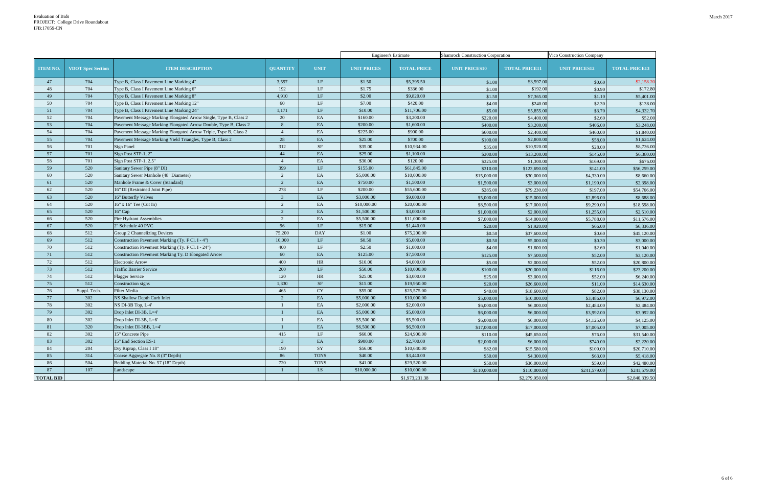Evaluation of Bids
PROJECT: College Drive Roundabout
IFB:17059-CN

March 2017

| | | | | | Engineer's Estimate | | Shamrock Construction Corporation | | Vico Construction Company | |
|---|---|---|---|---|---|---|---|---|---|---|
| ITEM NO. | VDOT Spec Section | ITEM DESCRIPTION | QUANTITY | UNIT | UNIT PRICES | TOTAL PRICE | UNIT PRICES10 | TOTAL PRICE11 | UNIT PRICES12 | TOTAL PRICE13 |
| 47 | 704 | Type B, Class I Pavement Line Marking 4" | 3,597 | LF | $1.50 | $5,395.50 | $1.00 | $3,597.00 | $0.60 | $2,158.20 |
| 48 | 704 | Type B, Class I Pavement Line Marking 6" | 192 | LF | $1.75 | $336.00 | $1.00 | $192.00 | $0.90 | $172.80 |
| 49 | 704 | Type B, Class I Pavement Line Marking 8" | 4,910 | LF | $2.00 | $9,820.00 | $1.50 | $7,365.00 | $1.10 | $5,401.00 |
| 50 | 704 | Type B, Class I Pavement Line Marking 12" | 60 | LF | $7.00 | $420.00 | $4.00 | $240.00 | $2.30 | $138.00 |
| 51 | 704 | Type B, Class I Pavement Line Marking 24" | 1,171 | LF | $10.00 | $11,706.00 | $5.00 | $5,855.00 | $3.70 | $4,332.70 |
| 52 | 704 | Pavement Message Marking Elongated Arrow Single, Type B, Class 2 | 20 | EA | $160.00 | $3,200.00 | $220.00 | $4,400.00 | $2.60 | $52.00 |
| 53 | 704 | Pavement Message Marking Elongated Arrow Double, Type B, Class 2 | 8 | EA | $200.00 | $1,600.00 | $400.00 | $3,200.00 | $406.00 | $3,248.00 |
| 54 | 704 | Pavement Message Marking Elongated Arrow Triple, Type B, Class 2 | 4 | EA | $225.00 | $900.00 | $600.00 | $2,400.00 | $460.00 | $1,840.00 |
| 55 | 704 | Pavement Message Marking Yield Triangles, Type B, Class 2 | 28 | EA | $25.00 | $700.00 | $100.00 | $2,800.00 | $58.00 | $1,624.00 |
| 56 | 701 | Sign Panel | 312 | SF | $35.00 | $10,934.00 | $35.00 | $10,920.00 | $28.00 | $8,736.00 |
| 57 | 701 | Sign Post STP-1, 2" | 44 | EA | $25.00 | $1,100.00 | $300.00 | $13,200.00 | $145.00 | $6,380.00 |
| 58 | 701 | Sign Post STP-1, 2.5" | 4 | EA | $30.00 | $120.00 | $325.00 | $1,300.00 | $169.00 | $676.00 |
| 59 | 520 | Sanitary Sewer Pipe (8" DI) | 399 | LF | $155.00 | $61,845.00 | $310.00 | $123,690.00 | $141.00 | $56,259.00 |
| 60 | 520 | Sanitary Sewer Manhole (48" Diameter) | 2 | EA | $5,000.00 | $10,000.00 | $15,000.00 | $30,000.00 | $4,330.00 | $8,660.00 |
| 61 | 520 | Manhole Frame & Cover (Standard) | 2 | EA | $750.00 | $1,500.00 | $1,500.00 | $3,000.00 | $1,199.00 | $2,398.00 |
| 62 | 520 | 16" DI (Restrained Joint Pipe) | 278 | LF | $200.00 | $55,600.00 | $285.00 | $79,230.00 | $197.00 | $54,766.00 |
| 63 | 520 | 16" Butterfly Valves | 3 | EA | $3,000.00 | $9,000.00 | $5,000.00 | $15,000.00 | $2,896.00 | $8,688.00 |
| 64 | 520 | 16" x 16" Tee (Cut In) | 2 | EA | $10,000.00 | $20,000.00 | $8,500.00 | $17,000.00 | $9,299.00 | $18,598.00 |
| 65 | 520 | 16" Cap | 2 | EA | $1,500.00 | $3,000.00 | $1,000.00 | $2,000.00 | $1,255.00 | $2,510.00 |
| 66 | 520 | Fire Hydrant Assemblies | 2 | EA | $5,500.00 | $11,000.00 | $7,000.00 | $14,000.00 | $5,788.00 | $11,576.00 |
| 67 | 520 | 2" Schedule 40 PVC | 96 | LF | $15.00 | $1,440.00 | $20.00 | $1,920.00 | $66.00 | $6,336.00 |
| 68 | 512 | Group 2 Channelizing Devices | 75,200 | DAY | $1.00 | $75,200.00 | $0.50 | $37,600.00 | $0.60 | $45,120.00 |
| 69 | 512 | Construction Pavement Marking (Ty. F Cl. I - 4") | 10,000 | LF | $0.50 | $5,000.00 | $0.50 | $5,000.00 | $0.30 | $3,000.00 |
| 70 | 512 | Construction Pavement Marking (Ty. F Cl. I - 24") | 400 | LF | $2.50 | $1,000.00 | $4.00 | $1,600.00 | $2.60 | $1,040.00 |
| 71 | 512 | Construction Pavement Marking Ty. D Elongated Arrow | 60 | EA | $125.00 | $7,500.00 | $125.00 | $7,500.00 | $52.00 | $3,120.00 |
| 72 | 512 | Electronic Arrow | 400 | HR | $10.00 | $4,000.00 | $5.00 | $2,000.00 | $52.00 | $20,800.00 |
| 73 | 512 | Traffic Barrier Service | 200 | LF | $50.00 | $10,000.00 | $100.00 | $20,000.00 | $116.00 | $23,200.00 |
| 74 | 512 | Flagger Service | 120 | HR | $25.00 | $3,000.00 | $25.00 | $3,000.00 | $52.00 | $6,240.00 |
| 75 | 512 | Construction signs | 1,330 | SF | $15.00 | $19,950.00 | $20.00 | $26,600.00 | $11.00 | $14,630.00 |
| 76 | Suppl. Tech. | Filter Media | 465 | CY | $55.00 | $25,575.00 | $40.00 | $18,600.00 | $82.00 | $38,130.00 |
| 77 | 302 | NS Shallow Depth Curb Inlet | 2 | EA | $5,000.00 | $10,000.00 | $5,000.00 | $10,000.00 | $3,486.00 | $6,972.00 |
| 78 | 302 | NS DI-3B Top, L-4' | 1 | EA | $2,000.00 | $2,000.00 | $6,000.00 | $6,000.00 | $2,484.00 | $2,484.00 |
| 79 | 302 | Drop Inlet DI-3B, L=4' | 1 | EA | $5,000.00 | $5,000.00 | $6,000.00 | $6,000.00 | $3,992.00 | $3,992.00 |
| 80 | 302 | Drop Inlet DI-3B, L=6' | 1 | EA | $5,500.00 | $5,500.00 | $6,000.00 | $6,000.00 | $4,125.00 | $4,125.00 |
| 81 | 320 | Drop Inlet DI-3BB, L=4' | 1 | EA | $6,500.00 | $6,500.00 | $17,000.00 | $17,000.00 | $7,005.00 | $7,005.00 |
| 82 | 302 | 15" Concrete Pipe | 415 | LF | $60.00 | $24,900.00 | $110.00 | $45,650.00 | $76.00 | $31,540.00 |
| 83 | 302 | 15" End Section ES-1 | 3 | EA | $900.00 | $2,700.00 | $2,000.00 | $6,000.00 | $740.00 | $2,220.00 |
| 84 | 204 | Dry Riprap, Class I 18" | 190 | SY | $56.00 | $10,640.00 | $82.00 | $15,580.00 | $109.00 | $20,710.00 |
| 85 | 314 | Coarse Aggregate No. 8 (3" Depth) | 86 | TONS | $40.00 | $3,440.00 | $50.00 | $4,300.00 | $63.00 | $5,418.00 |
| 86 | 504 | Bedding Material No. 57 (18" Depth) | 720 | TONS | $41.00 | $29,520.00 | $50.00 | $36,000.00 | $59.00 | $42,480.00 |
| 87 | 107 | Landscape | 1 | LS | $10,000.00 | $10,000.00 | $110,000.00 | $110,000.00 | $241,579.00 | $241,579.00 |
| TOTAL BID | | | | | | $1,973,231.38 | | $2,279,950.00 | | $2,840,339.50 |